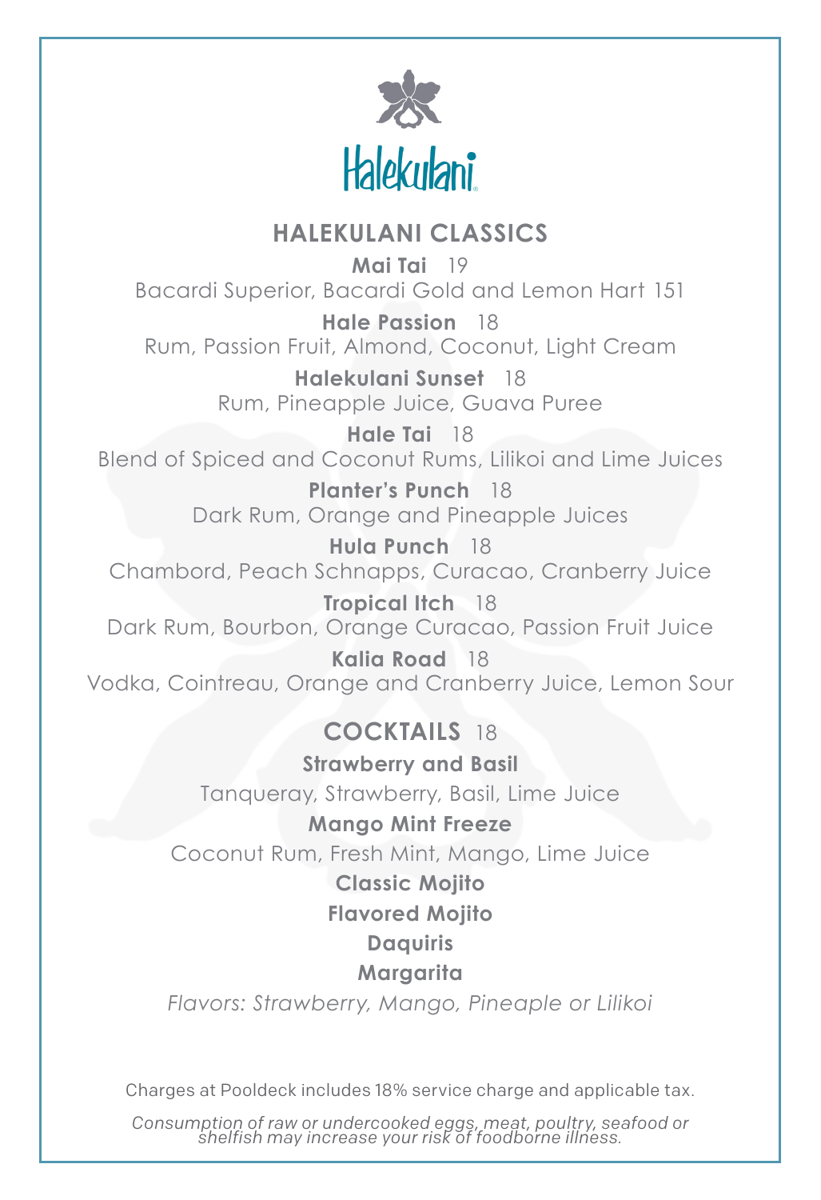# Halekulani

## HALEKULANI CLASSICS

**Mai Tai** 19
Bacardi Superior, Bacardi Gold and Lemon Hart 151

**Hale Passion** 18
Rum, Passion Fruit, Almond, Coconut, Light Cream

**Halekulani Sunset** 18
Rum, Pineapple Juice, Guava Puree

**Hale Tai** 18
Blend of Spiced and Coconut Rums, Lilikoi and Lime Juices

**Planter's Punch** 18
Dark Rum, Orange and Pineapple Juices

**Hula Punch** 18
Chambord, Peach Schnapps, Curacao, Cranberry Juice

**Tropical Itch** 18
Dark Rum, Bourbon, Orange Curacao, Passion Fruit Juice

**Kalia Road** 18
Vodka, Cointreau, Orange and Cranberry Juice, Lemon Sour

## COCKTAILS 18

**Strawberry and Basil**
Tanqueray, Strawberry, Basil, Lime Juice

**Mango Mint Freeze**
Coconut Rum, Fresh Mint, Mango, Lime Juice

**Classic Mojito**

**Flavored Mojito**

**Daquiris**

**Margarita**

*Flavors: Strawberry, Mango, Pineaple or Lilikoi*

Charges at Pooldeck includes 18% service charge and applicable tax.

*Consumption of raw or undercooked eggs, meat, poultry, seafood or shelfish may increase your risk of foodborne illness.*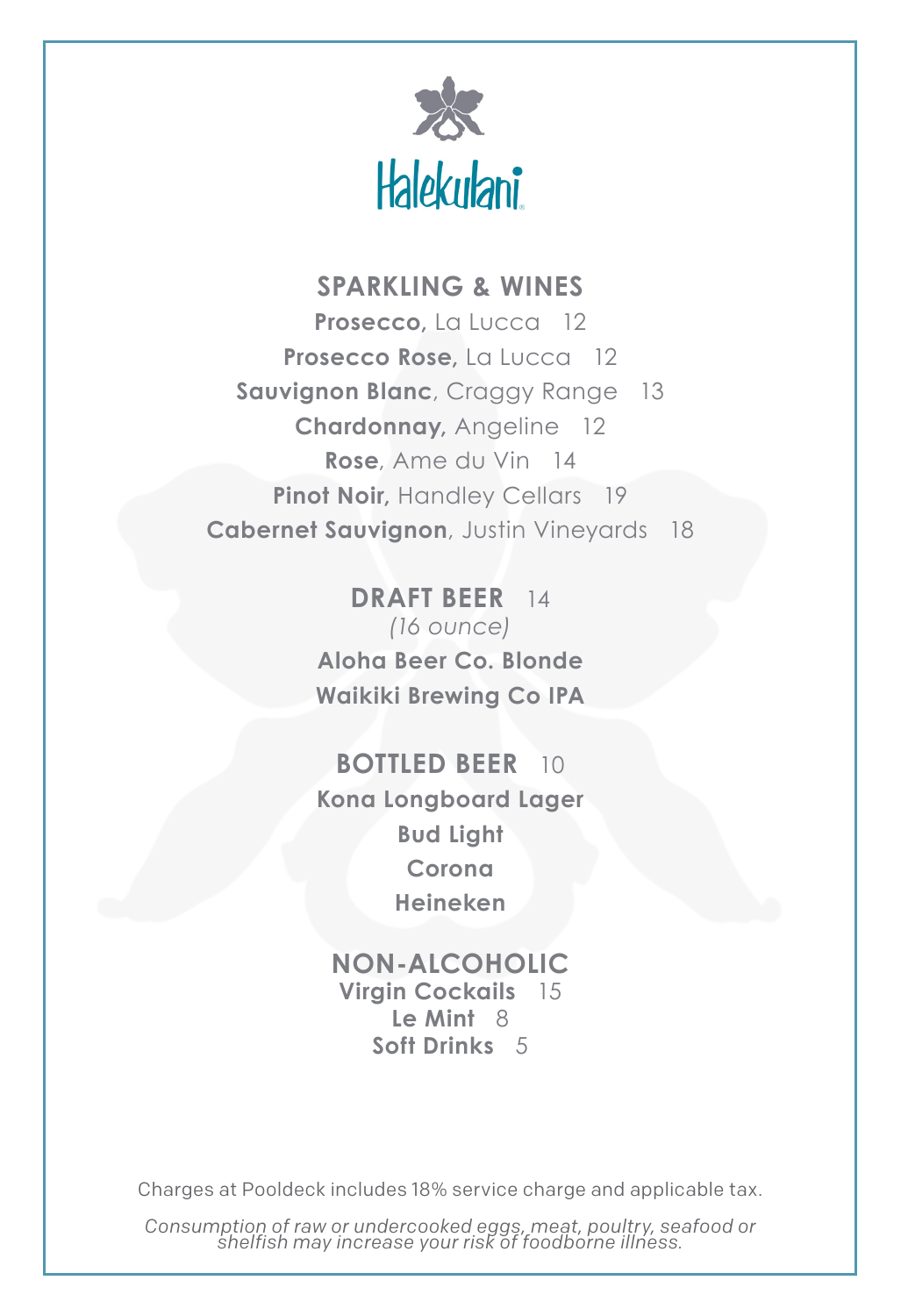# Halekulani

## SPARKLING & WINES

**Prosecco,** La Lucca 12

**Prosecco Rose,** La Lucca 12

**Sauvignon Blanc**, Craggy Range 13

**Chardonnay,** Angeline 12

**Rose**, Ame du Vin 14

**Pinot Noir,** Handley Cellars 19

**Cabernet Sauvignon**, Justin Vineyards 18

## DRAFT BEER 14

*(16 ounce)*

**Aloha Beer Co. Blonde**

**Waikiki Brewing Co IPA**

## BOTTLED BEER 10

**Kona Longboard Lager**

**Bud Light**

**Corona**

**Heineken**

## NON-ALCOHOLIC

**Virgin Cockails** 15

**Le Mint** 8

**Soft Drinks** 5

Charges at Pooldeck includes 18% service charge and applicable tax.

*Consumption of raw or undercooked eggs, meat, poultry, seafood or shelfish may increase your risk of foodborne illness.*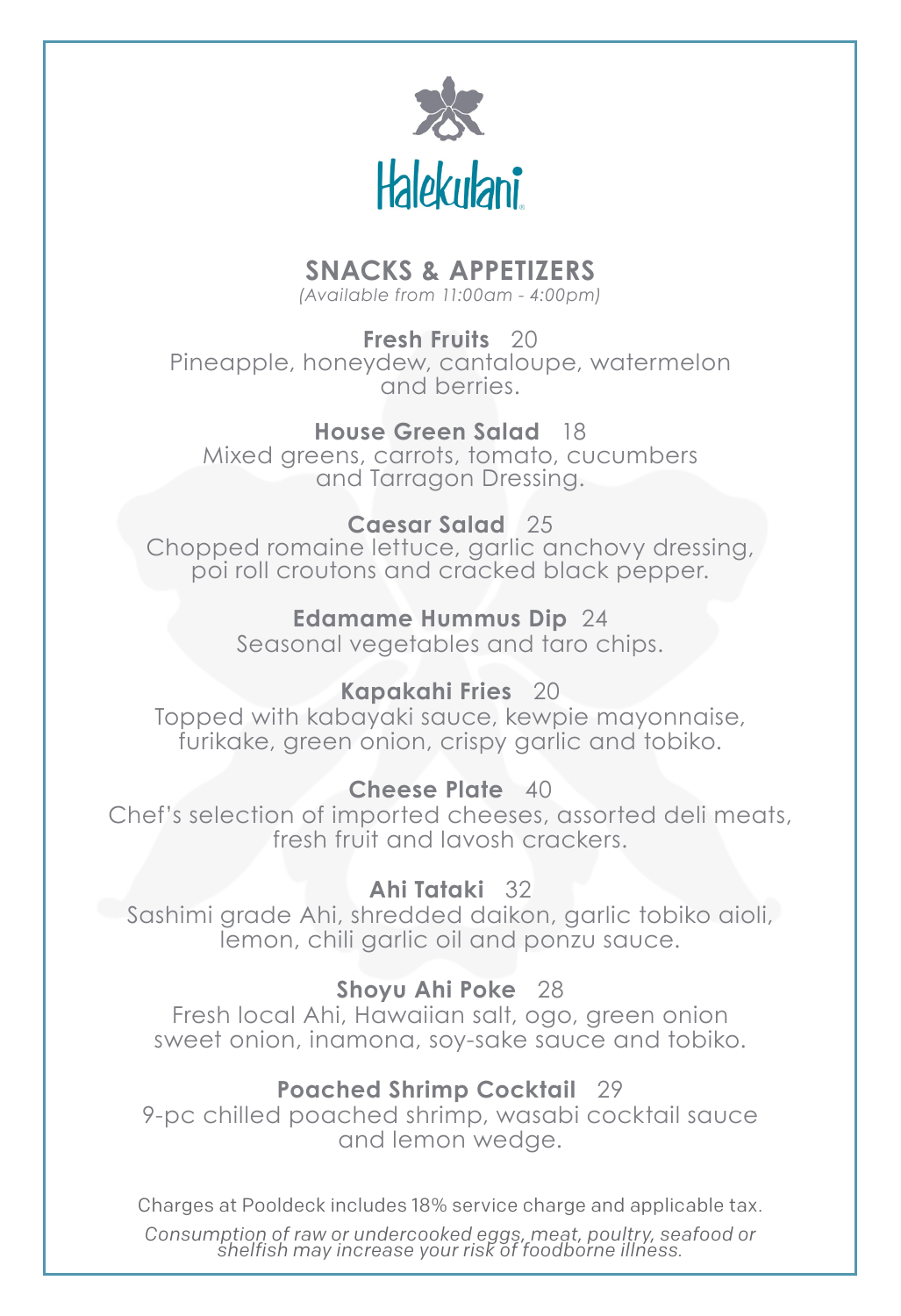Halekulani

## SNACKS & APPETIZERS

*(Available from 11:00am - 4:00pm)*

**Fresh Fruits** 20
Pineapple, honeydew, cantaloupe, watermelon and berries.

**House Green Salad** 18
Mixed greens, carrots, tomato, cucumbers and Tarragon Dressing.

**Caesar Salad** 25
Chopped romaine lettuce, garlic anchovy dressing, poi roll croutons and cracked black pepper.

**Edamame Hummus Dip** 24
Seasonal vegetables and taro chips.

**Kapakahi Fries** 20
Topped with kabayaki sauce, kewpie mayonnaise, furikake, green onion, crispy garlic and tobiko.

**Cheese Plate** 40
Chef's selection of imported cheeses, assorted deli meats, fresh fruit and lavosh crackers.

**Ahi Tataki** 32
Sashimi grade Ahi, shredded daikon, garlic tobiko aioli, lemon, chili garlic oil and ponzu sauce.

**Shoyu Ahi Poke** 28
Fresh local Ahi, Hawaiian salt, ogo, green onion sweet onion, inamona, soy-sake sauce and tobiko.

**Poached Shrimp Cocktail** 29
9-pc chilled poached shrimp, wasabi cocktail sauce and lemon wedge.

Charges at Pooldeck includes 18% service charge and applicable tax.

*Consumption of raw or undercooked eggs, meat, poultry, seafood or shelfish may increase your risk of foodborne illness.*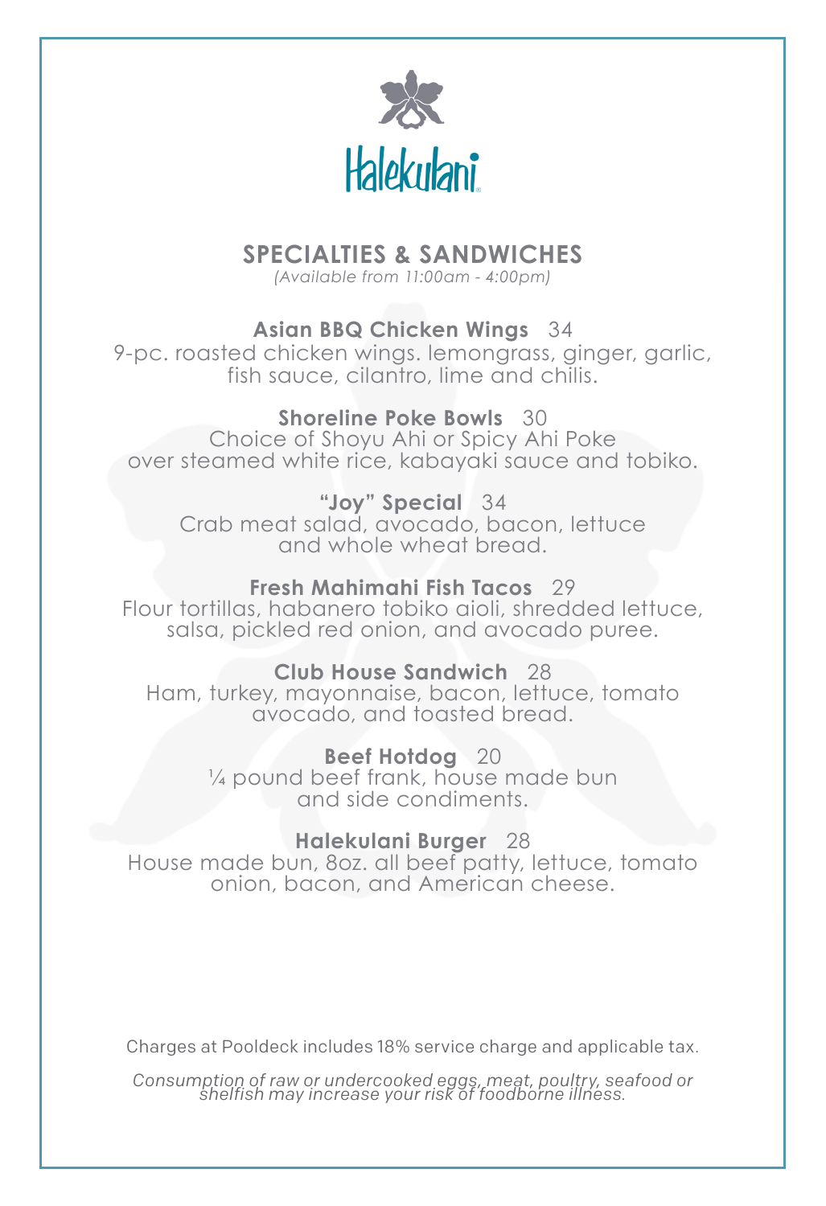Halekulani

## SPECIALTIES & SANDWICHES

*(Available from 11:00am - 4:00pm)*

**Asian BBQ Chicken Wings** 34
9-pc. roasted chicken wings. lemongrass, ginger, garlic, fish sauce, cilantro, lime and chilis.

**Shoreline Poke Bowls** 30
Choice of Shoyu Ahi or Spicy Ahi Poke over steamed white rice, kabayaki sauce and tobiko.

**"Joy" Special** 34
Crab meat salad, avocado, bacon, lettuce and whole wheat bread.

**Fresh Mahimahi Fish Tacos** 29
Flour tortillas, habanero tobiko aioli, shredded lettuce, salsa, pickled red onion, and avocado puree.

**Club House Sandwich** 28
Ham, turkey, mayonnaise, bacon, lettuce, tomato avocado, and toasted bread.

**Beef Hotdog** 20
¼ pound beef frank, house made bun and side condiments.

**Halekulani Burger** 28
House made bun, 8oz. all beef patty, lettuce, tomato onion, bacon, and American cheese.

Charges at Pooldeck includes 18% service charge and applicable tax.

*Consumption of raw or undercooked eggs, meat, poultry, seafood or shelfish may increase your risk of foodborne illness.*